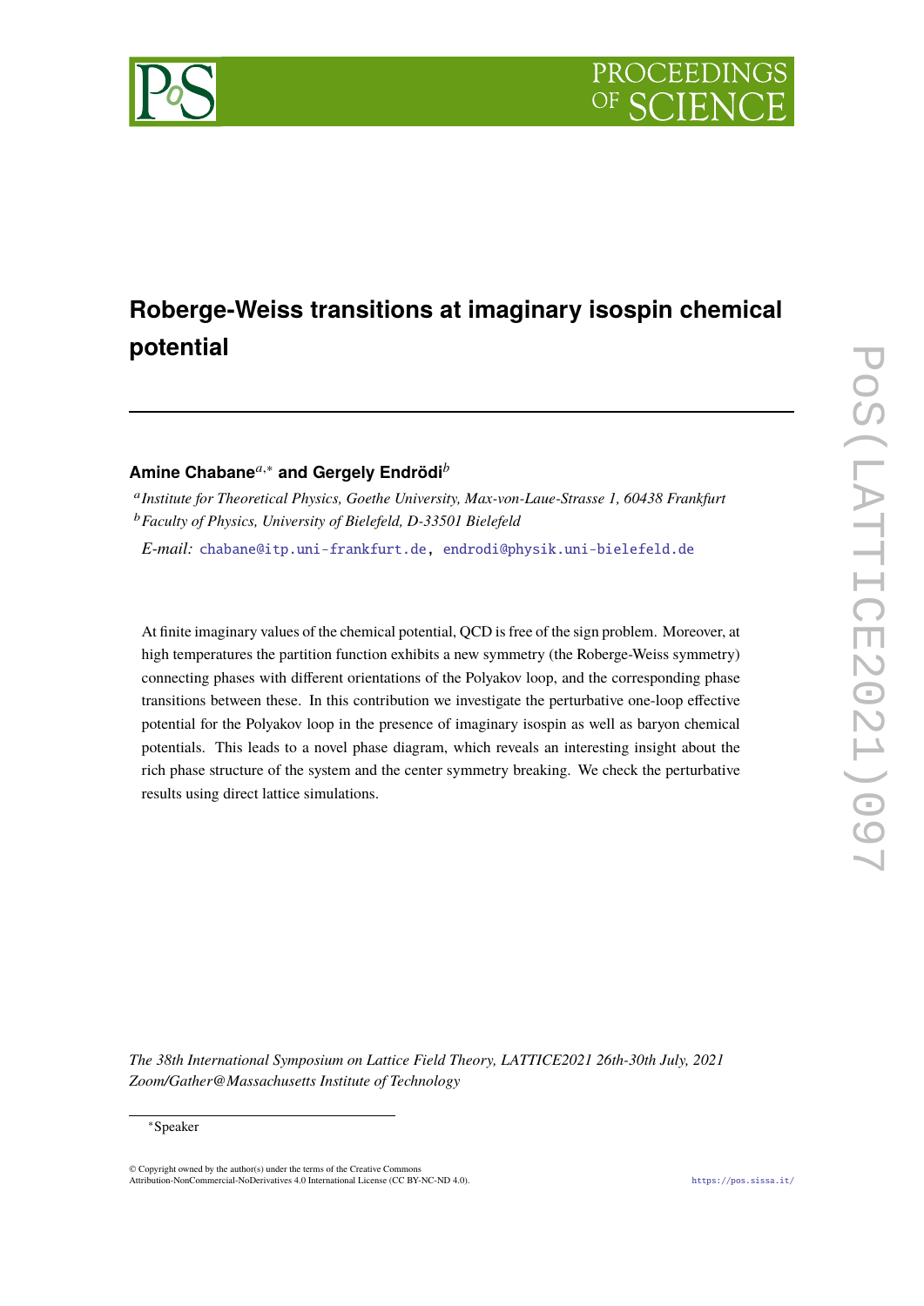# Roberge-Weiss transitions at imaginary isospin chemical potential

**Amine Chabane**[a,*] **and Gergely Endrődi**[b]

[a] *Institute for Theoretical Physics, Goethe University, Max-von-Laue-Strasse 1, 60438 Frankfurt*
[b] *Faculty of Physics, University of Bielefeld, D-33501 Bielefeld*

*E-mail:* chabane@itp.uni-frankfurt.de, endrodi@physik.uni-bielefeld.de

At finite imaginary values of the chemical potential, QCD is free of the sign problem. Moreover, at high temperatures the partition function exhibits a new symmetry (the Roberge-Weiss symmetry) connecting phases with different orientations of the Polyakov loop, and the corresponding phase transitions between these. In this contribution we investigate the perturbative one-loop effective potential for the Polyakov loop in the presence of imaginary isospin as well as baryon chemical potentials. This leads to a novel phase diagram, which reveals an interesting insight about the rich phase structure of the system and the center symmetry breaking. We check the perturbative results using direct lattice simulations.

*The 38th International Symposium on Lattice Field Theory, LATTICE2021 26th-30th July, 2021 Zoom/Gather@Massachusetts Institute of Technology*

[*] Speaker

© Copyright owned by the author(s) under the terms of the Creative Commons Attribution-NonCommercial-NoDerivatives 4.0 International License (CC BY-NC-ND 4.0).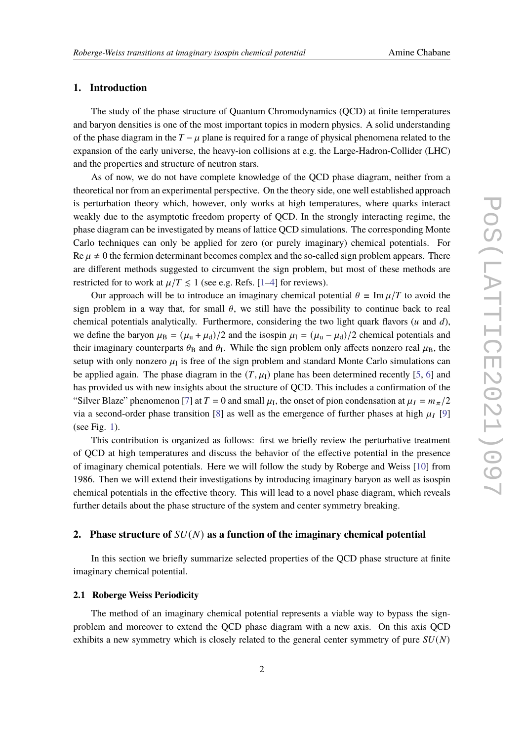## 1. Introduction

The study of the phase structure of Quantum Chromodynamics (QCD) at finite temperatures and baryon densities is one of the most important topics in modern physics. A solid understanding of the phase diagram in the $T-\mu$ plane is required for a range of physical phenomena related to the expansion of the early universe, the heavy-ion collisions at e.g. the Large-Hadron-Collider (LHC) and the properties and structure of neutron stars.

As of now, we do not have complete knowledge of the QCD phase diagram, neither from a theoretical nor from an experimental perspective. On the theory side, one well established approach is perturbation theory which, however, only works at high temperatures, where quarks interact weakly due to the asymptotic freedom property of QCD. In the strongly interacting regime, the phase diagram can be investigated by means of lattice QCD simulations. The corresponding Monte Carlo techniques can only be applied for zero (or purely imaginary) chemical potentials. For $\mathrm{Re}\,\mu \neq 0$ the fermion determinant becomes complex and the so-called sign problem appears. There are different methods suggested to circumvent the sign problem, but most of these methods are restricted for to work at $\mu/T \lesssim 1$ (see e.g. Refs. [1–4] for reviews).

Our approach will be to introduce an imaginary chemical potential $\theta \equiv \mathrm{Im}\,\mu/T$ to avoid the sign problem in a way that, for small $\theta$, we still have the possibility to continue back to real chemical potentials analytically. Furthermore, considering the two light quark flavors ($u$ and $d$), we define the baryon $\mu_{\mathrm{B}} = (\mu_{\mathrm{u}} + \mu_{\mathrm{d}})/2$ and the isospin $\mu_{\mathrm{I}} = (\mu_{\mathrm{u}} - \mu_{\mathrm{d}})/2$ chemical potentials and their imaginary counterparts $\theta_{\mathrm{B}}$ and $\theta_{\mathrm{I}}$. While the sign problem only affects nonzero real $\mu_{\mathrm{B}}$, the setup with only nonzero $\mu_{\mathrm{I}}$ is free of the sign problem and standard Monte Carlo simulations can be applied again. The phase diagram in the $(T, \mu_{\mathrm{I}})$ plane has been determined recently [5, 6] and has provided us with new insights about the structure of QCD. This includes a confirmation of the "Silver Blaze" phenomenon [7] at $T = 0$ and small $\mu_{\mathrm{I}}$, the onset of pion condensation at $\mu_I = m_\pi/2$ via a second-order phase transition [8] as well as the emergence of further phases at high $\mu_I$ [9] (see Fig. 1).

This contribution is organized as follows: first we briefly review the perturbative treatment of QCD at high temperatures and discuss the behavior of the effective potential in the presence of imaginary chemical potentials. Here we will follow the study by Roberge and Weiss [10] from 1986. Then we will extend their investigations by introducing imaginary baryon as well as isospin chemical potentials in the effective theory. This will lead to a novel phase diagram, which reveals further details about the phase structure of the system and center symmetry breaking.

## 2. Phase structure of $SU(N)$ as a function of the imaginary chemical potential

In this section we briefly summarize selected properties of the QCD phase structure at finite imaginary chemical potential.

### 2.1 Roberge Weiss Periodicity

The method of an imaginary chemical potential represents a viable way to bypass the sign-problem and moreover to extend the QCD phase diagram with a new axis. On this axis QCD exhibits a new symmetry which is closely related to the general center symmetry of pure $SU(N)$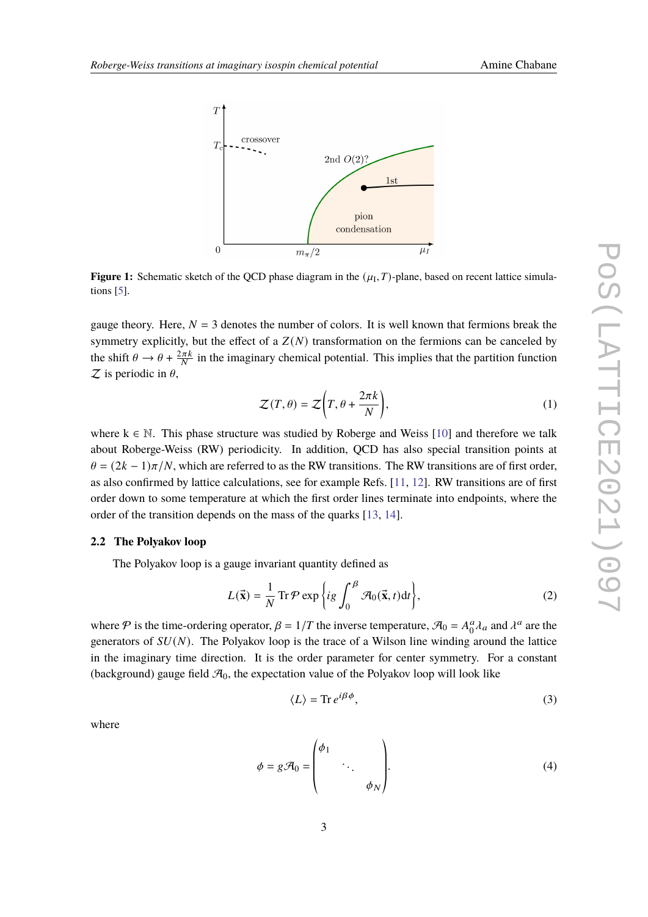**Figure 1:** Schematic sketch of the QCD phase diagram in the $(\mu_I, T)$-plane, based on recent lattice simulations [5].

gauge theory. Here, $N = 3$ denotes the number of colors. It is well known that fermions break the symmetry explicitly, but the effect of a $Z(N)$ transformation on the fermions can be canceled by the shift $\theta \longrightarrow \theta + \frac{2\pi k}{N}$ in the imaginary chemical potential. This implies that the partition function $\mathcal{Z}$ is periodic in $\theta$,

$$\mathcal{Z}(T, \theta) = \mathcal{Z}\left(T, \theta + \frac{2\pi k}{N}\right), \tag{1}$$

where $k \in \mathbb{N}$. This phase structure was studied by Roberge and Weiss [10] and therefore we talk about Roberge-Weiss (RW) periodicity. In addition, QCD has also special transition points at $\theta = (2k-1)\pi/N$, which are referred to as the RW transitions. The RW transitions are of first order, as also confirmed by lattice calculations, see for example Refs. [11, 12]. RW transitions are of first order down to some temperature at which the first order lines terminate into endpoints, where the order of the transition depends on the mass of the quarks [13, 14].

### 2.2 The Polyakov loop

The Polyakov loop is a gauge invariant quantity defined as

$$L(\vec{\mathbf{x}}) = \frac{1}{N} \operatorname{Tr} \mathcal{P} \exp\left\{ig \int_0^\beta \mathcal{A}_0(\vec{\mathbf{x}}, t)\mathrm{d}t\right\}, \tag{2}$$

where $\mathcal{P}$ is the time-ordering operator, $\beta = 1/T$ the inverse temperature, $\mathcal{A}_0 = A_0^a \lambda_a$ and $\lambda^a$ are the generators of $SU(N)$. The Polyakov loop is the trace of a Wilson line winding around the lattice in the imaginary time direction. It is the order parameter for center symmetry. For a constant (background) gauge field $\mathcal{A}_0$, the expectation value of the Polyakov loop will look like

$$\langle L \rangle = \operatorname{Tr} e^{i\beta\phi}, \tag{3}$$

where

$$\phi = g\mathcal{A}_0 = \begin{pmatrix} \phi_1 & & \\ & \ddots & \\ & & \phi_N \end{pmatrix}. \tag{4}$$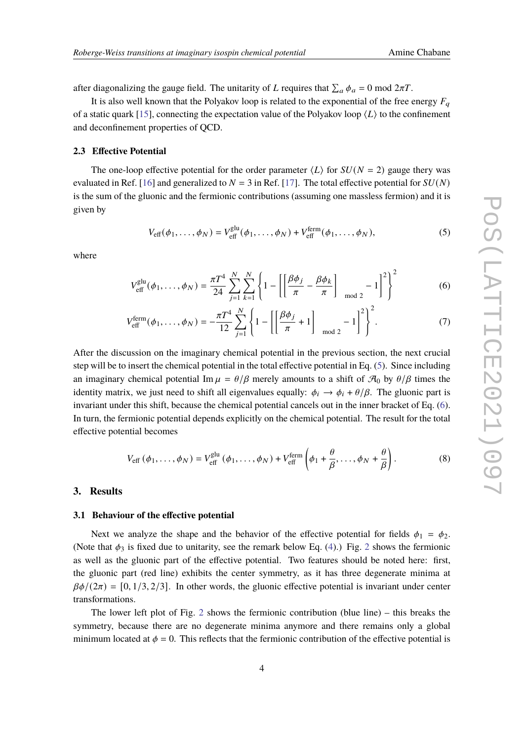after diagonalizing the gauge field. The unitarity of $L$ requires that $\sum_a \phi_a = 0 \bmod 2\pi T$.

It is also well known that the Polyakov loop is related to the exponential of the free energy $F_q$ of a static quark [15], connecting the expectation value of the Polyakov loop $\langle L \rangle$ to the confinement and deconfinement properties of QCD.

### 2.3 Effective Potential

The one-loop effective potential for the order parameter $\langle L \rangle$ for $SU(N = 2)$ gauge thery was evaluated in Ref. [16] and generalized to $N = 3$ in Ref. [17]. The total effective potential for $SU(N)$ is the sum of the gluonic and the fermionic contributions (assuming one massless fermion) and it is given by

$$V_{\text{eff}}(\phi_1, \ldots, \phi_N) = V_{\text{eff}}^{\text{glu}}(\phi_1, \ldots, \phi_N) + V_{\text{eff}}^{\text{ferm}}(\phi_1, \ldots, \phi_N), \tag{5}$$

where

$$V_{\text{eff}}^{\text{glu}}(\phi_1, \ldots, \phi_N) = \frac{\pi T^4}{24} \sum_{j=1}^{N} \sum_{k=1}^{N} \left\{ 1 - \left[ \left[ \frac{\beta \phi_j}{\pi} - \frac{\beta \phi_k}{\pi} \right]_{\text{mod } 2} - 1 \right]^2 \right\}^2 \tag{6}$$

$$V_{\text{eff}}^{\text{ferm}}(\phi_1, \ldots, \phi_N) = -\frac{\pi T^4}{12} \sum_{j=1}^{N} \left\{ 1 - \left[ \left[ \frac{\beta \phi_j}{\pi} + 1 \right]_{\text{mod } 2} - 1 \right]^2 \right\}^2. \tag{7}$$

After the discussion on the imaginary chemical potential in the previous section, the next crucial step will be to insert the chemical potential in the total effective potential in Eq. (5). Since including an imaginary chemical potential $\text{Im}\, \mu = \theta/\beta$ merely amounts to a shift of $\mathcal{A}_0$ by $\theta/\beta$ times the identity matrix, we just need to shift all eigenvalues equally: $\phi_i \to \phi_i + \theta/\beta$. The gluonic part is invariant under this shift, because the chemical potential cancels out in the inner bracket of Eq. (6). In turn, the fermionic potential depends explicitly on the chemical potential. The result for the total effective potential becomes

$$V_{\text{eff}}\left(\phi_1, \ldots, \phi_N\right) = V_{\text{eff}}^{\text{glu}}\left(\phi_1, \ldots, \phi_N\right) + V_{\text{eff}}^{\text{ferm}}\left(\phi_1 + \frac{\theta}{\beta}, \ldots, \phi_N + \frac{\theta}{\beta}\right). \tag{8}$$

## 3. Results

### 3.1 Behaviour of the effective potential

Next we analyze the shape and the behavior of the effective potential for fields $\phi_1 = \phi_2$. (Note that $\phi_3$ is fixed due to unitarity, see the remark below Eq. (4).) Fig. 2 shows the fermionic as well as the gluonic part of the effective potential. Two features should be noted here: first, the gluonic part (red line) exhibits the center symmetry, as it has three degenerate minima at $\beta\phi/(2\pi) = [0, 1/3, 2/3]$. In other words, the gluonic effective potential is invariant under center transformations.

The lower left plot of Fig. 2 shows the fermionic contribution (blue line) – this breaks the symmetry, because there are no degenerate minima anymore and there remains only a global minimum located at $\phi = 0$. This reflects that the fermionic contribution of the effective potential is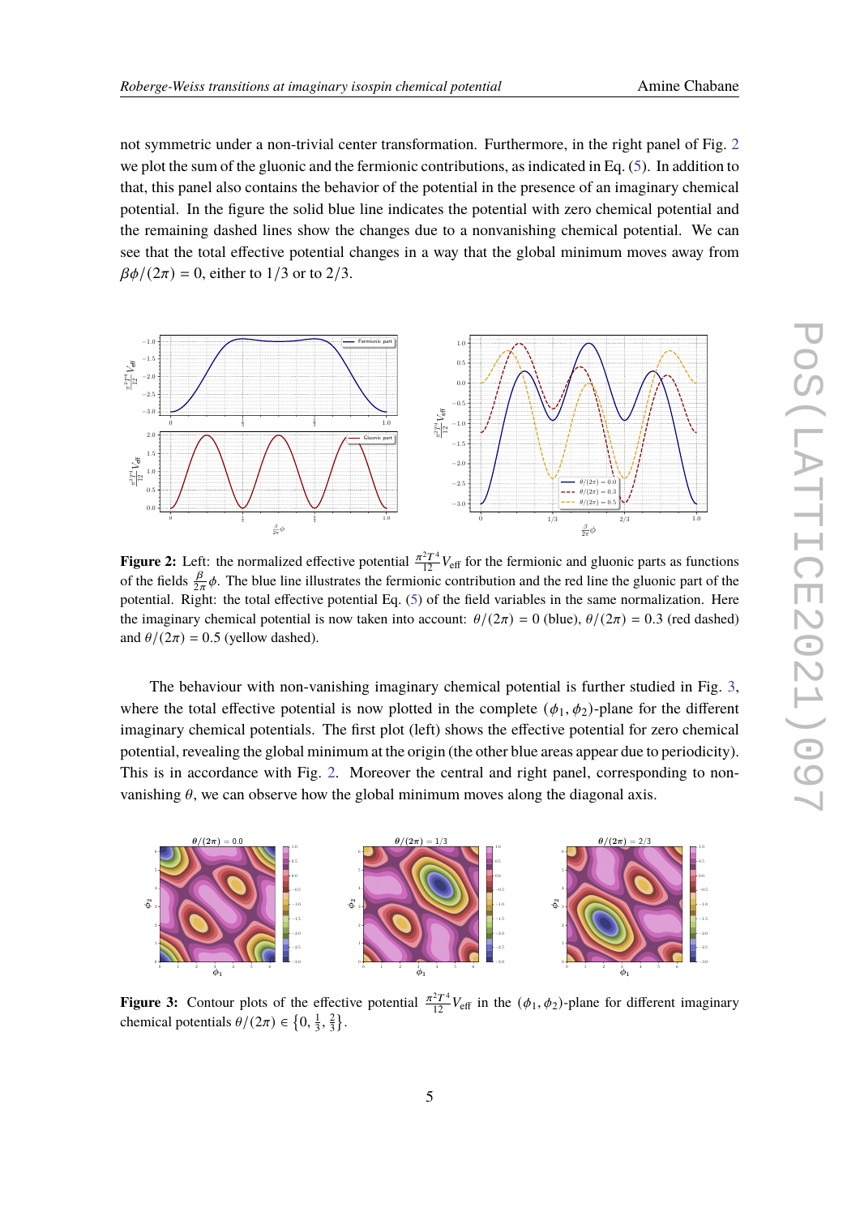not symmetric under a non-trivial center transformation. Furthermore, in the right panel of Fig. 2 we plot the sum of the gluonic and the fermionic contributions, as indicated in Eq. (5). In addition to that, this panel also contains the behavior of the potential in the presence of an imaginary chemical potential. In the figure the solid blue line indicates the potential with zero chemical potential and the remaining dashed lines show the changes due to a nonvanishing chemical potential. We can see that the total effective potential changes in a way that the global minimum moves away from $\beta\phi/(2\pi) = 0$, either to $1/3$ or to $2/3$.

**Figure 2:** Left: the normalized effective potential $\frac{\pi^2 T^4}{12} V_{\text{eff}}$ for the fermionic and gluonic parts as functions of the fields $\frac{\beta}{2\pi}\phi$. The blue line illustrates the fermionic contribution and the red line the gluonic part of the potential. Right: the total effective potential Eq. (5) of the field variables in the same normalization. Here the imaginary chemical potential is now taken into account: $\theta/(2\pi) = 0$ (blue), $\theta/(2\pi) = 0.3$ (red dashed) and $\theta/(2\pi) = 0.5$ (yellow dashed).

The behaviour with non-vanishing imaginary chemical potential is further studied in Fig. 3, where the total effective potential is now plotted in the complete $(\phi_1, \phi_2)$-plane for the different imaginary chemical potentials. The first plot (left) shows the effective potential for zero chemical potential, revealing the global minimum at the origin (the other blue areas appear due to periodicity). This is in accordance with Fig. 2. Moreover the central and right panel, corresponding to non-vanishing $\theta$, we can observe how the global minimum moves along the diagonal axis.

**Figure 3:** Contour plots of the effective potential $\frac{\pi^2 T^4}{12} V_{\text{eff}}$ in the $(\phi_1, \phi_2)$-plane for different imaginary chemical potentials $\theta/(2\pi) \in \{0, \frac{1}{3}, \frac{2}{3}\}$.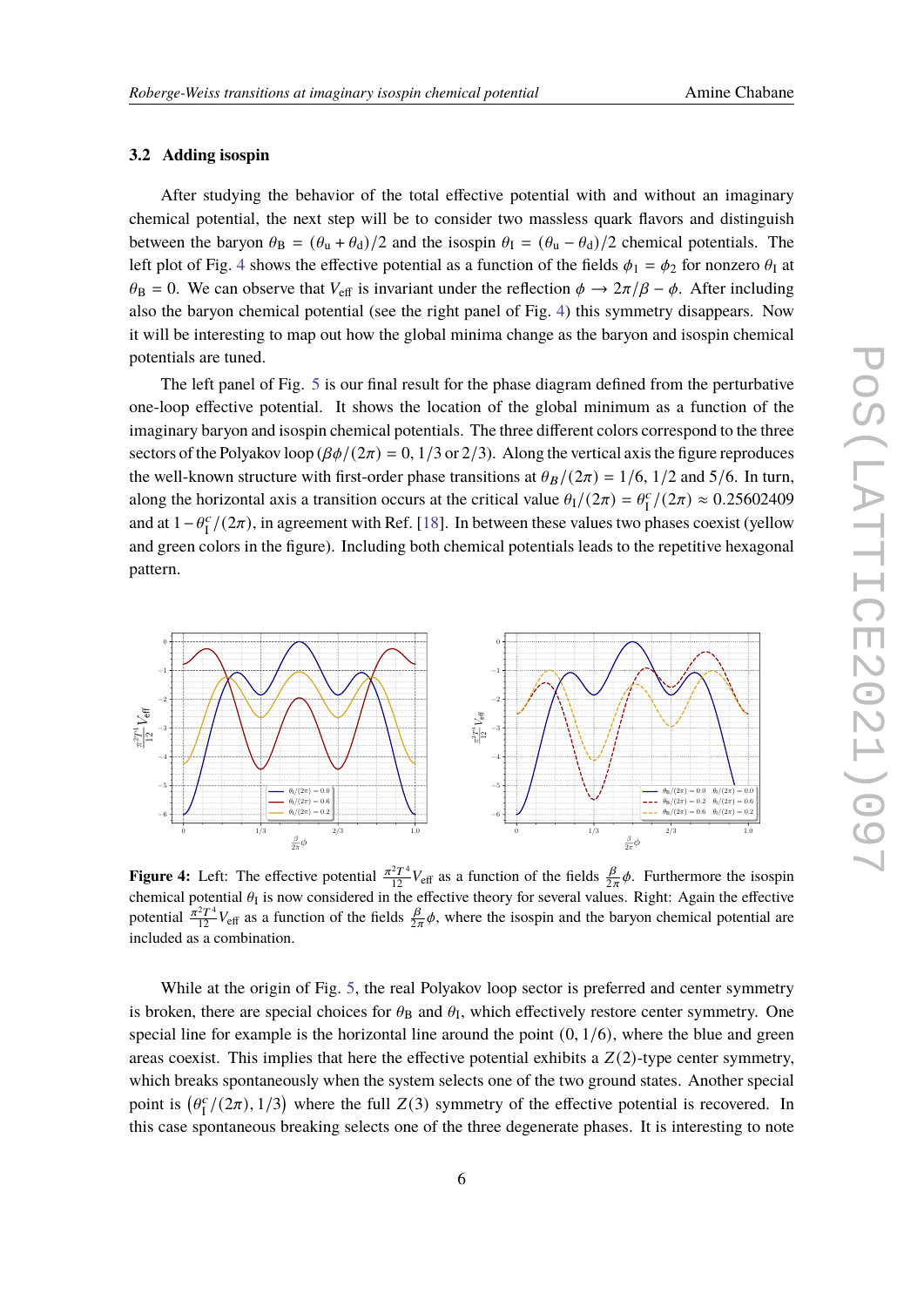### 3.2 Adding isospin

After studying the behavior of the total effective potential with and without an imaginary chemical potential, the next step will be to consider two massless quark flavors and distinguish between the baryon $\theta_B = (\theta_u + \theta_d)/2$ and the isospin $\theta_I = (\theta_u - \theta_d)/2$ chemical potentials. The left plot of Fig. 4 shows the effective potential as a function of the fields $\phi_1 = \phi_2$ for nonzero $\theta_I$ at $\theta_B = 0$. We can observe that $V_{\text{eff}}$ is invariant under the reflection $\phi \to 2\pi/\beta - \phi$. After including also the baryon chemical potential (see the right panel of Fig. 4) this symmetry disappears. Now it will be interesting to map out how the global minima change as the baryon and isospin chemical potentials are tuned.

The left panel of Fig. 5 is our final result for the phase diagram defined from the perturbative one-loop effective potential. It shows the location of the global minimum as a function of the imaginary baryon and isospin chemical potentials. The three different colors correspond to the three sectors of the Polyakov loop ($\beta\phi/(2\pi) = 0, 1/3$ or $2/3$). Along the vertical axis the figure reproduces the well-known structure with first-order phase transitions at $\theta_B/(2\pi) = 1/6$, $1/2$ and $5/6$. In turn, along the horizontal axis a transition occurs at the critical value $\theta_I/(2\pi) = \theta_I^c/(2\pi) \approx 0.25602409$ and at $1 - \theta_I^c/(2\pi)$, in agreement with Ref. [18]. In between these values two phases coexist (yellow and green colors in the figure). Including both chemical potentials leads to the repetitive hexagonal pattern.

**Figure 4:** Left: The effective potential $\frac{\pi^2 T^4}{12} V_{\text{eff}}$ as a function of the fields $\frac{\beta}{2\pi}\phi$. Furthermore the isospin chemical potential $\theta_I$ is now considered in the effective theory for several values. Right: Again the effective potential $\frac{\pi^2 T^4}{12} V_{\text{eff}}$ as a function of the fields $\frac{\beta}{2\pi}\phi$, where the isospin and the baryon chemical potential are included as a combination.

While at the origin of Fig. 5, the real Polyakov loop sector is preferred and center symmetry is broken, there are special choices for $\theta_B$ and $\theta_I$, which effectively restore center symmetry. One special line for example is the horizontal line around the point $(0, 1/6)$, where the blue and green areas coexist. This implies that here the effective potential exhibits a $Z(2)$-type center symmetry, which breaks spontaneously when the system selects one of the two ground states. Another special point is $\left(\theta_I^c/(2\pi), 1/3\right)$ where the full $Z(3)$ symmetry of the effective potential is recovered. In this case spontaneous breaking selects one of the three degenerate phases. It is interesting to note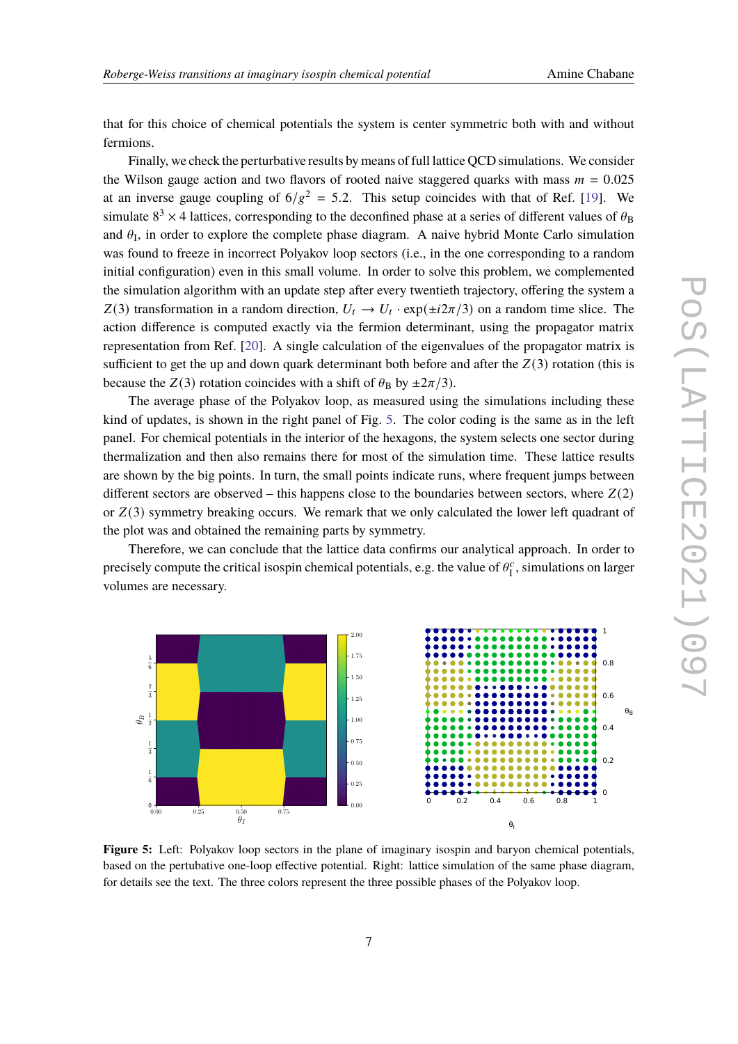that for this choice of chemical potentials the system is center symmetric both with and without fermions.

Finally, we check the perturbative results by means of full lattice QCD simulations. We consider the Wilson gauge action and two flavors of rooted naive staggered quarks with mass $m = 0.025$ at an inverse gauge coupling of $6/g^2 = 5.2$. This setup coincides with that of Ref. [19]. We simulate $8^3 \times 4$ lattices, corresponding to the deconfined phase at a series of different values of $\theta_\mathrm{B}$ and $\theta_\mathrm{I}$, in order to explore the complete phase diagram. A naive hybrid Monte Carlo simulation was found to freeze in incorrect Polyakov loop sectors (i.e., in the one corresponding to a random initial configuration) even in this small volume. In order to solve this problem, we complemented the simulation algorithm with an update step after every twentieth trajectory, offering the system a $Z(3)$ transformation in a random direction, $U_t \to U_t \cdot \exp(\pm i2\pi/3)$ on a random time slice. The action difference is computed exactly via the fermion determinant, using the propagator matrix representation from Ref. [20]. A single calculation of the eigenvalues of the propagator matrix is sufficient to get the up and down quark determinant both before and after the $Z(3)$ rotation (this is because the $Z(3)$ rotation coincides with a shift of $\theta_\mathrm{B}$ by $\pm 2\pi/3$).

The average phase of the Polyakov loop, as measured using the simulations including these kind of updates, is shown in the right panel of Fig. 5. The color coding is the same as in the left panel. For chemical potentials in the interior of the hexagons, the system selects one sector during thermalization and then also remains there for most of the simulation time. These lattice results are shown by the big points. In turn, the small points indicate runs, where frequent jumps between different sectors are observed – this happens close to the boundaries between sectors, where $Z(2)$ or $Z(3)$ symmetry breaking occurs. We remark that we only calculated the lower left quadrant of the plot was and obtained the remaining parts by symmetry.

Therefore, we can conclude that the lattice data confirms our analytical approach. In order to precisely compute the critical isospin chemical potentials, e.g. the value of $\theta_\mathrm{I}^c$, simulations on larger volumes are necessary.

**Figure 5:** Left: Polyakov loop sectors in the plane of imaginary isospin and baryon chemical potentials, based on the pertubative one-loop effective potential. Right: lattice simulation of the same phase diagram, for details see the text. The three colors represent the three possible phases of the Polyakov loop.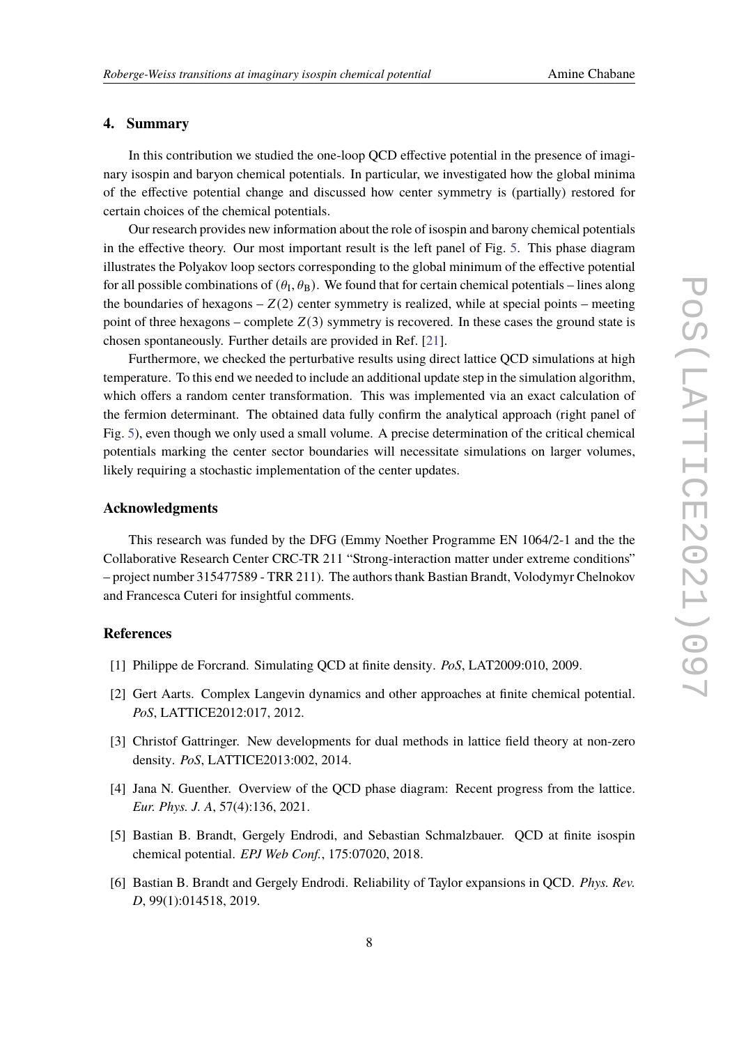## 4. Summary

In this contribution we studied the one-loop QCD effective potential in the presence of imaginary isospin and baryon chemical potentials. In particular, we investigated how the global minima of the effective potential change and discussed how center symmetry is (partially) restored for certain choices of the chemical potentials.

Our research provides new information about the role of isospin and barony chemical potentials in the effective theory. Our most important result is the left panel of Fig. 5. This phase diagram illustrates the Polyakov loop sectors corresponding to the global minimum of the effective potential for all possible combinations of $(\theta_{\rm I}, \theta_{\rm B})$. We found that for certain chemical potentials – lines along the boundaries of hexagons – $Z(2)$ center symmetry is realized, while at special points – meeting point of three hexagons – complete $Z(3)$ symmetry is recovered. In these cases the ground state is chosen spontaneously. Further details are provided in Ref. [21].

Furthermore, we checked the perturbative results using direct lattice QCD simulations at high temperature. To this end we needed to include an additional update step in the simulation algorithm, which offers a random center transformation. This was implemented via an exact calculation of the fermion determinant. The obtained data fully confirm the analytical approach (right panel of Fig. 5), even though we only used a small volume. A precise determination of the critical chemical potentials marking the center sector boundaries will necessitate simulations on larger volumes, likely requiring a stochastic implementation of the center updates.

### Acknowledgments

This research was funded by the DFG (Emmy Noether Programme EN 1064/2-1 and the the Collaborative Research Center CRC-TR 211 "Strong-interaction matter under extreme conditions" – project number 315477589 - TRR 211). The authors thank Bastian Brandt, Volodymyr Chelnokov and Francesca Cuteri for insightful comments.

### References

[1] Philippe de Forcrand. Simulating QCD at finite density. *PoS*, LAT2009:010, 2009.

[2] Gert Aarts. Complex Langevin dynamics and other approaches at finite chemical potential. *PoS*, LATTICE2012:017, 2012.

[3] Christof Gattringer. New developments for dual methods in lattice field theory at non-zero density. *PoS*, LATTICE2013:002, 2014.

[4] Jana N. Guenther. Overview of the QCD phase diagram: Recent progress from the lattice. *Eur. Phys. J. A*, 57(4):136, 2021.

[5] Bastian B. Brandt, Gergely Endrodi, and Sebastian Schmalzbauer. QCD at finite isospin chemical potential. *EPJ Web Conf.*, 175:07020, 2018.

[6] Bastian B. Brandt and Gergely Endrodi. Reliability of Taylor expansions in QCD. *Phys. Rev. D*, 99(1):014518, 2019.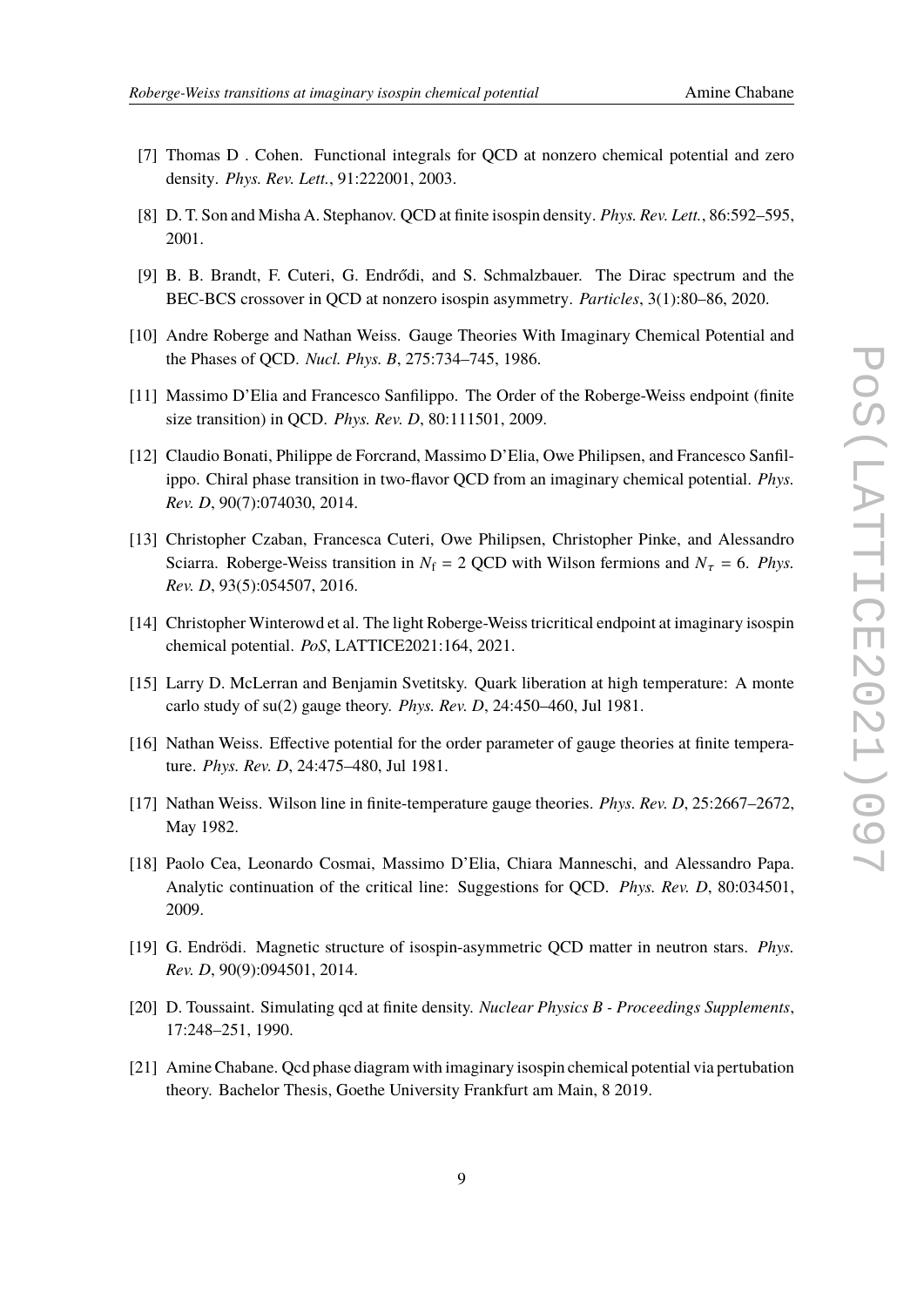[7] Thomas D . Cohen. Functional integrals for QCD at nonzero chemical potential and zero density. *Phys. Rev. Lett.*, 91:222001, 2003.

[8] D. T. Son and Misha A. Stephanov. QCD at finite isospin density. *Phys. Rev. Lett.*, 86:592–595, 2001.

[9] B. B. Brandt, F. Cuteri, G. Endrődi, and S. Schmalzbauer. The Dirac spectrum and the BEC-BCS crossover in QCD at nonzero isospin asymmetry. *Particles*, 3(1):80–86, 2020.

[10] Andre Roberge and Nathan Weiss. Gauge Theories With Imaginary Chemical Potential and the Phases of QCD. *Nucl. Phys. B*, 275:734–745, 1986.

[11] Massimo D'Elia and Francesco Sanfilippo. The Order of the Roberge-Weiss endpoint (finite size transition) in QCD. *Phys. Rev. D*, 80:111501, 2009.

[12] Claudio Bonati, Philippe de Forcrand, Massimo D'Elia, Owe Philipsen, and Francesco Sanfilippo. Chiral phase transition in two-flavor QCD from an imaginary chemical potential. *Phys. Rev. D*, 90(7):074030, 2014.

[13] Christopher Czaban, Francesca Cuteri, Owe Philipsen, Christopher Pinke, and Alessandro Sciarra. Roberge-Weiss transition in $N_\mathrm{f} = 2$ QCD with Wilson fermions and $N_\tau = 6$. *Phys. Rev. D*, 93(5):054507, 2016.

[14] Christopher Winterowd et al. The light Roberge-Weiss tricritical endpoint at imaginary isospin chemical potential. *PoS*, LATTICE2021:164, 2021.

[15] Larry D. McLerran and Benjamin Svetitsky. Quark liberation at high temperature: A monte carlo study of su(2) gauge theory. *Phys. Rev. D*, 24:450–460, Jul 1981.

[16] Nathan Weiss. Effective potential for the order parameter of gauge theories at finite temperature. *Phys. Rev. D*, 24:475–480, Jul 1981.

[17] Nathan Weiss. Wilson line in finite-temperature gauge theories. *Phys. Rev. D*, 25:2667–2672, May 1982.

[18] Paolo Cea, Leonardo Cosmai, Massimo D'Elia, Chiara Manneschi, and Alessandro Papa. Analytic continuation of the critical line: Suggestions for QCD. *Phys. Rev. D*, 80:034501, 2009.

[19] G. Endrödi. Magnetic structure of isospin-asymmetric QCD matter in neutron stars. *Phys. Rev. D*, 90(9):094501, 2014.

[20] D. Toussaint. Simulating qcd at finite density. *Nuclear Physics B - Proceedings Supplements*, 17:248–251, 1990.

[21] Amine Chabane. Qcd phase diagram with imaginary isospin chemical potential via pertubation theory. Bachelor Thesis, Goethe University Frankfurt am Main, 8 2019.